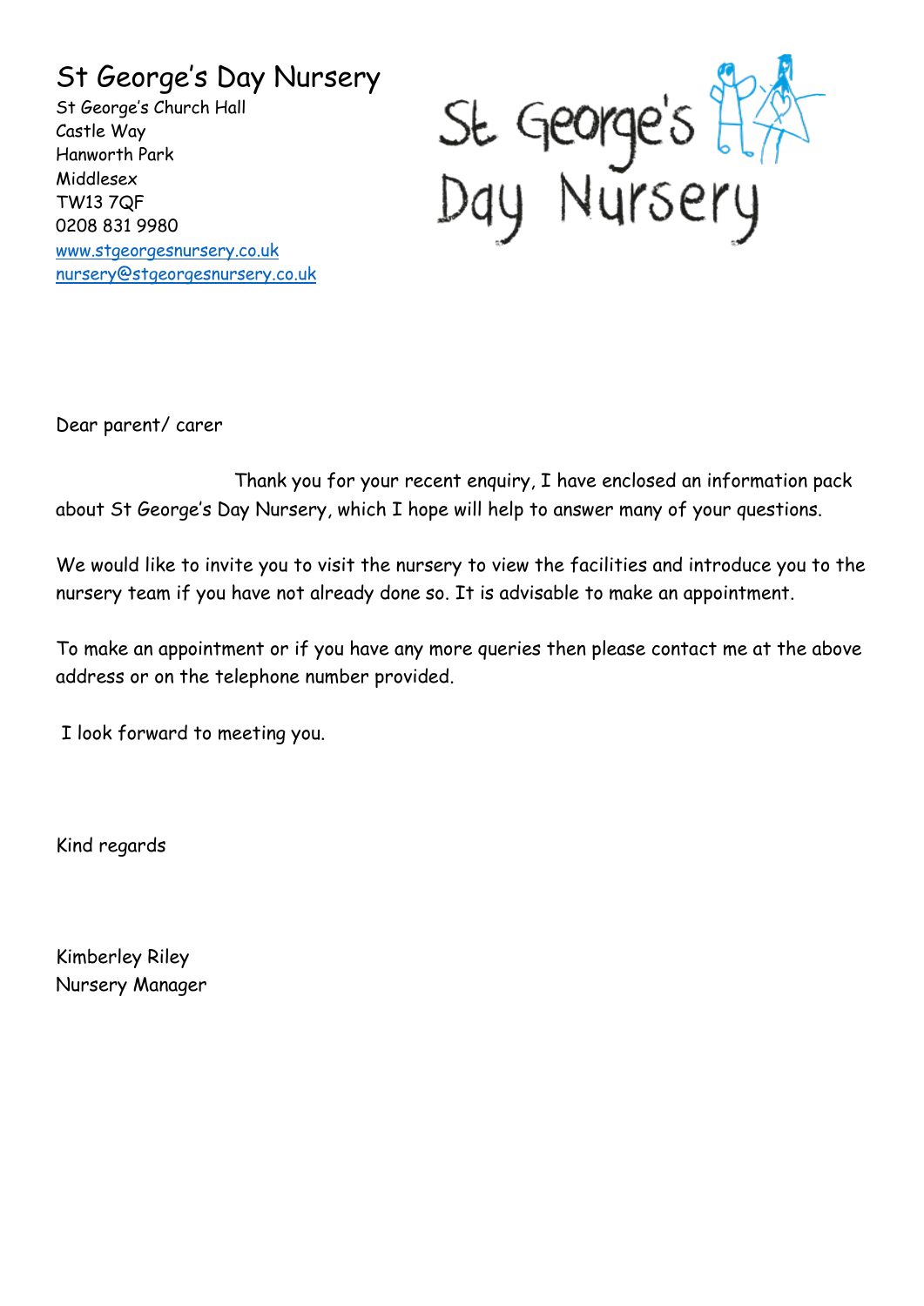# St George's Day Nursery

St George's Church Hall
Castle Way
Hanworth Park
Middlesex
TW13 7QF
0208 831 9980
www.stgeorgesnursery.co.uk
nursery@stgeorgesnursery.co.uk

St George's Day Nursery

Dear parent/ carer

Thank you for your recent enquiry, I have enclosed an information pack about St George's Day Nursery, which I hope will help to answer many of your questions.

We would like to invite you to visit the nursery to view the facilities and introduce you to the nursery team if you have not already done so. It is advisable to make an appointment.

To make an appointment or if you have any more queries then please contact me at the above address or on the telephone number provided.

I look forward to meeting you.

Kind regards

Kimberley Riley
Nursery Manager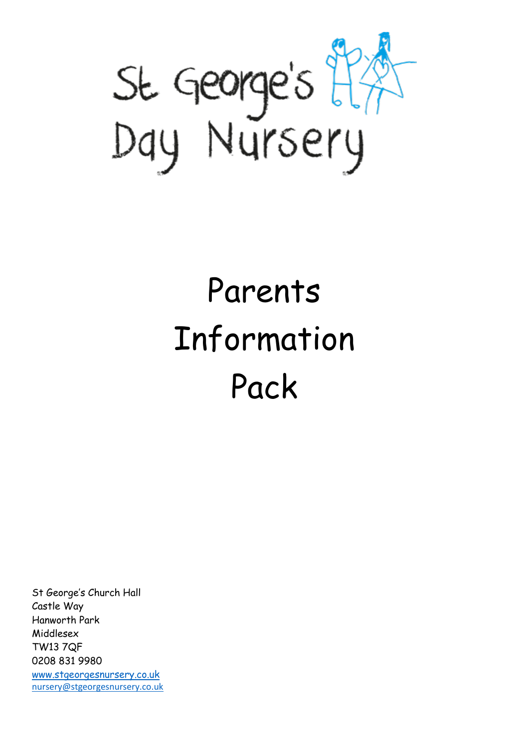# St George's Day Nursery

# Parents Information Pack

St George's Church Hall
Castle Way
Hanworth Park
Middlesex
TW13 7QF
0208 831 9980
www.stgeorgesnursery.co.uk
nursery@stgeorgesnursery.co.uk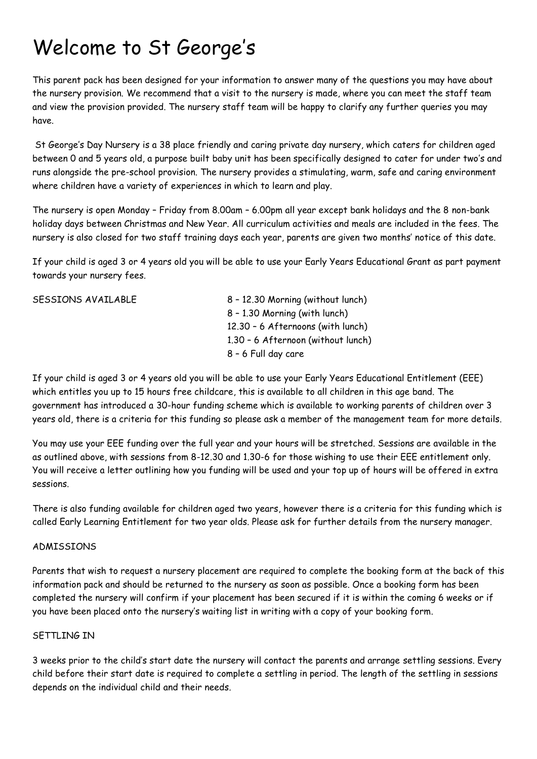# Welcome to St George's

This parent pack has been designed for your information to answer many of the questions you may have about the nursery provision. We recommend that a visit to the nursery is made, where you can meet the staff team and view the provision provided. The nursery staff team will be happy to clarify any further queries you may have.

St George's Day Nursery is a 38 place friendly and caring private day nursery, which caters for children aged between 0 and 5 years old, a purpose built baby unit has been specifically designed to cater for under two's and runs alongside the pre-school provision. The nursery provides a stimulating, warm, safe and caring environment where children have a variety of experiences in which to learn and play.

The nursery is open Monday – Friday from 8.00am – 6.00pm all year except bank holidays and the 8 non-bank holiday days between Christmas and New Year. All curriculum activities and meals are included in the fees. The nursery is also closed for two staff training days each year, parents are given two months' notice of this date.

If your child is aged 3 or 4 years old you will be able to use your Early Years Educational Grant as part payment towards your nursery fees.

SESSIONS AVAILABLE

- 8 – 12.30 Morning (without lunch)
- 8 – 1.30 Morning (with lunch)
- 12.30 – 6 Afternoons (with lunch)
- 1.30 – 6 Afternoon (without lunch)
- 8 – 6 Full day care

If your child is aged 3 or 4 years old you will be able to use your Early Years Educational Entitlement (EEE) which entitles you up to 15 hours free childcare, this is available to all children in this age band. The government has introduced a 30-hour funding scheme which is available to working parents of children over 3 years old, there is a criteria for this funding so please ask a member of the management team for more details.

You may use your EEE funding over the full year and your hours will be stretched. Sessions are available in the as outlined above, with sessions from 8-12.30 and 1.30-6 for those wishing to use their EEE entitlement only. You will receive a letter outlining how you funding will be used and your top up of hours will be offered in extra sessions.

There is also funding available for children aged two years, however there is a criteria for this funding which is called Early Learning Entitlement for two year olds. Please ask for further details from the nursery manager.

ADMISSIONS

Parents that wish to request a nursery placement are required to complete the booking form at the back of this information pack and should be returned to the nursery as soon as possible. Once a booking form has been completed the nursery will confirm if your placement has been secured if it is within the coming 6 weeks or if you have been placed onto the nursery's waiting list in writing with a copy of your booking form.

SETTLING IN

3 weeks prior to the child's start date the nursery will contact the parents and arrange settling sessions. Every child before their start date is required to complete a settling in period. The length of the settling in sessions depends on the individual child and their needs.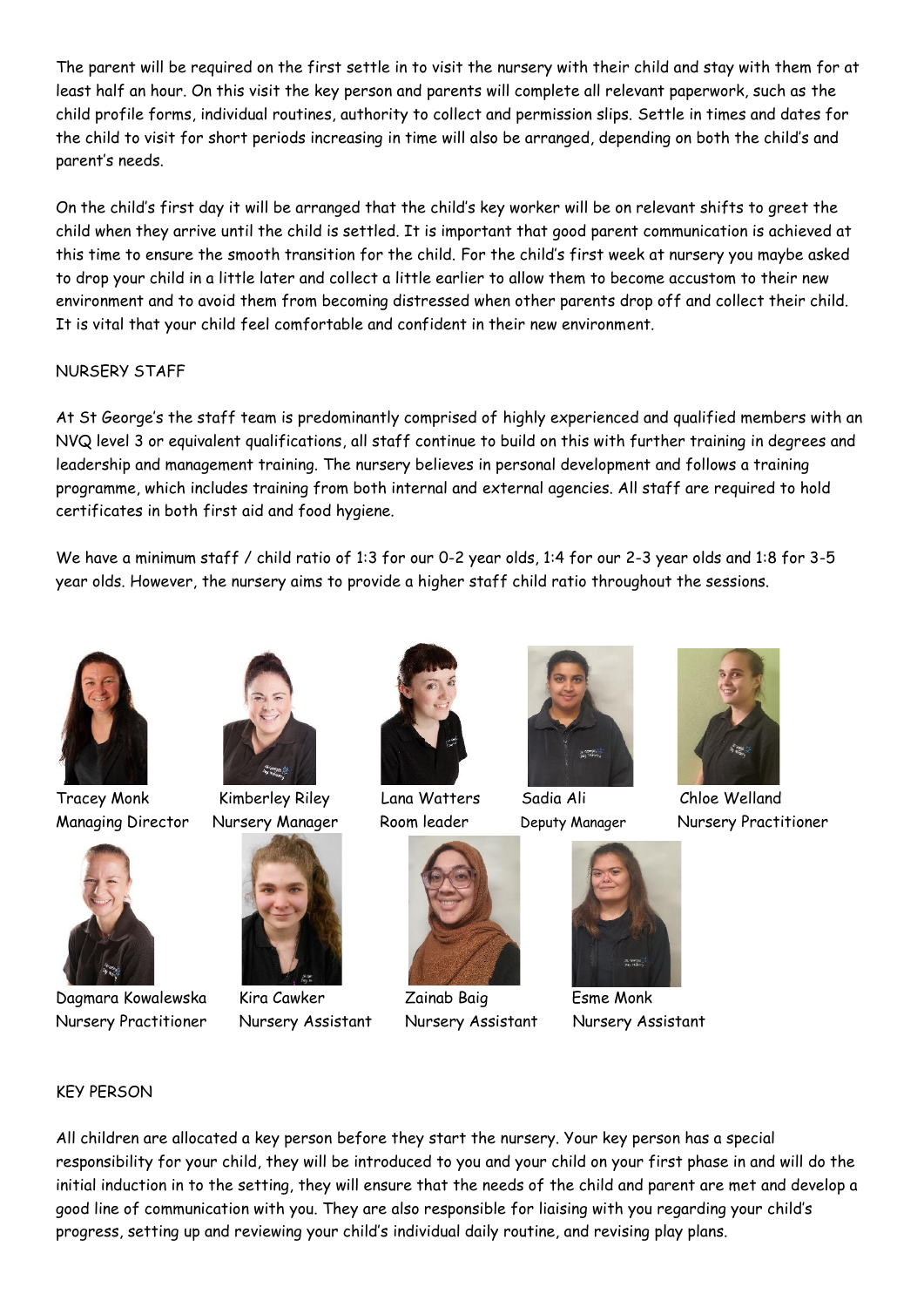The parent will be required on the first settle in to visit the nursery with their child and stay with them for at least half an hour. On this visit the key person and parents will complete all relevant paperwork, such as the child profile forms, individual routines, authority to collect and permission slips. Settle in times and dates for the child to visit for short periods increasing in time will also be arranged, depending on both the child's and parent's needs.

On the child's first day it will be arranged that the child's key worker will be on relevant shifts to greet the child when they arrive until the child is settled. It is important that good parent communication is achieved at this time to ensure the smooth transition for the child. For the child's first week at nursery you maybe asked to drop your child in a little later and collect a little earlier to allow them to become accustom to their new environment and to avoid them from becoming distressed when other parents drop off and collect their child. It is vital that your child feel comfortable and confident in their new environment.

## NURSERY STAFF

At St George's the staff team is predominantly comprised of highly experienced and qualified members with an NVQ level 3 or equivalent qualifications, all staff continue to build on this with further training in degrees and leadership and management training. The nursery believes in personal development and follows a training programme, which includes training from both internal and external agencies. All staff are required to hold certificates in both first aid and food hygiene.

We have a minimum staff / child ratio of 1:3 for our 0-2 year olds, 1:4 for our 2-3 year olds and 1:8 for 3-5 year olds. However, the nursery aims to provide a higher staff child ratio throughout the sessions.

Tracey Monk
Managing Director

Kimberley Riley
Nursery Manager

Lana Watters
Room leader

Sadia Ali
Deputy Manager

Chloe Welland
Nursery Practitioner

Dagmara Kowalewska
Nursery Practitioner

Kira Cawker
Nursery Assistant

Zainab Baig
Nursery Assistant

Esme Monk
Nursery Assistant

## KEY PERSON

All children are allocated a key person before they start the nursery. Your key person has a special responsibility for your child, they will be introduced to you and your child on your first phase in and will do the initial induction in to the setting, they will ensure that the needs of the child and parent are met and develop a good line of communication with you. They are also responsible for liaising with you regarding your child's progress, setting up and reviewing your child's individual daily routine, and revising play plans.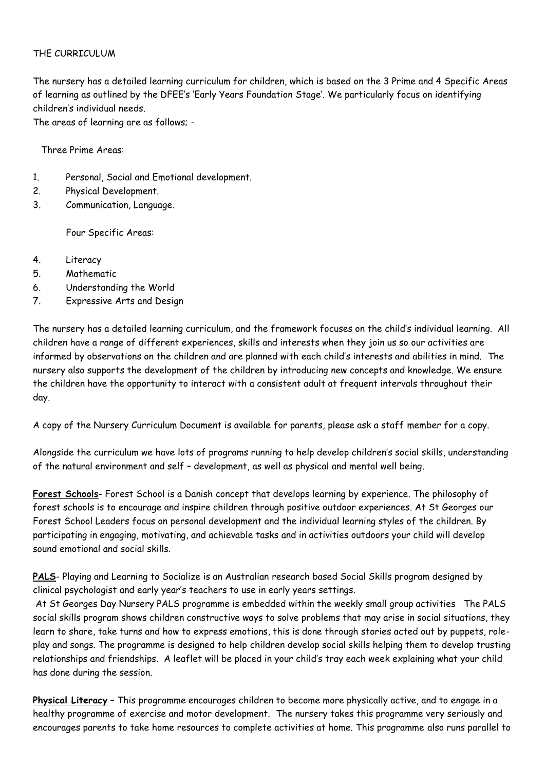THE CURRICULUM

The nursery has a detailed learning curriculum for children, which is based on the 3 Prime and 4 Specific Areas of learning as outlined by the DFEE's 'Early Years Foundation Stage'. We particularly focus on identifying children's individual needs.
The areas of learning are as follows; -

Three Prime Areas:

1. Personal, Social and Emotional development.
2. Physical Development.
3. Communication, Language.

Four Specific Areas:

4. Literacy
5. Mathematic
6. Understanding the World
7. Expressive Arts and Design

The nursery has a detailed learning curriculum, and the framework focuses on the child's individual learning. All children have a range of different experiences, skills and interests when they join us so our activities are informed by observations on the children and are planned with each child's interests and abilities in mind. The nursery also supports the development of the children by introducing new concepts and knowledge. We ensure the children have the opportunity to interact with a consistent adult at frequent intervals throughout their day.

A copy of the Nursery Curriculum Document is available for parents, please ask a staff member for a copy.

Alongside the curriculum we have lots of programs running to help develop children's social skills, understanding of the natural environment and self – development, as well as physical and mental well being.

**Forest Schools**- Forest School is a Danish concept that develops learning by experience. The philosophy of forest schools is to encourage and inspire children through positive outdoor experiences. At St Georges our Forest School Leaders focus on personal development and the individual learning styles of the children. By participating in engaging, motivating, and achievable tasks and in activities outdoors your child will develop sound emotional and social skills.

**PALS**- Playing and Learning to Socialize is an Australian research based Social Skills program designed by clinical psychologist and early year's teachers to use in early years settings.
At St Georges Day Nursery PALS programme is embedded within the weekly small group activities The PALS social skills program shows children constructive ways to solve problems that may arise in social situations, they learn to share, take turns and how to express emotions, this is done through stories acted out by puppets, role-play and songs. The programme is designed to help children develop social skills helping them to develop trusting relationships and friendships. A leaflet will be placed in your child's tray each week explaining what your child has done during the session.

**Physical Literacy** – This programme encourages children to become more physically active, and to engage in a healthy programme of exercise and motor development. The nursery takes this programme very seriously and encourages parents to take home resources to complete activities at home. This programme also runs parallel to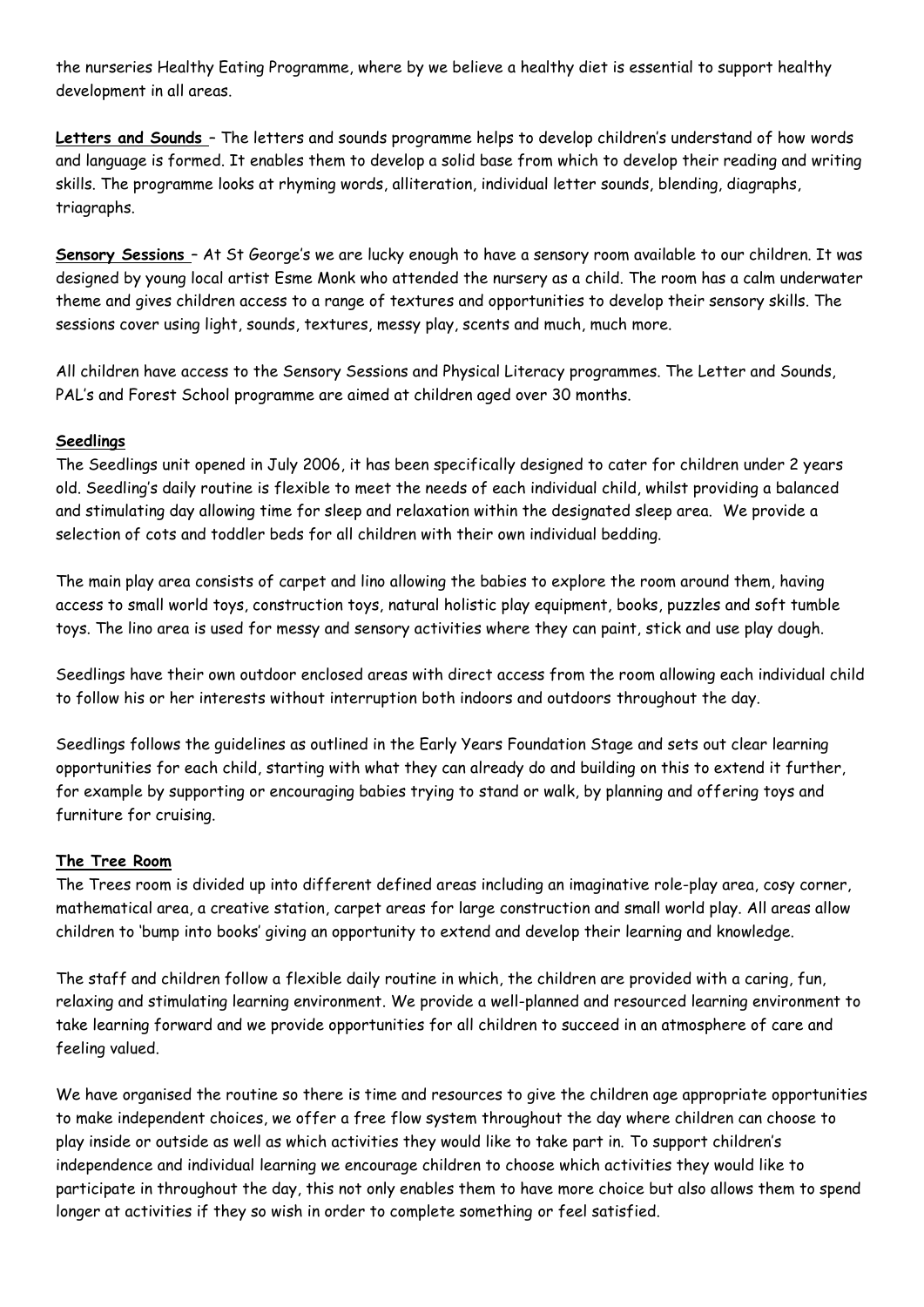the nurseries Healthy Eating Programme, where by we believe a healthy diet is essential to support healthy development in all areas.

**Letters and Sounds** – The letters and sounds programme helps to develop children's understand of how words and language is formed. It enables them to develop a solid base from which to develop their reading and writing skills. The programme looks at rhyming words, alliteration, individual letter sounds, blending, diagraphs, triagraphs.

**Sensory Sessions** – At St George's we are lucky enough to have a sensory room available to our children. It was designed by young local artist Esme Monk who attended the nursery as a child. The room has a calm underwater theme and gives children access to a range of textures and opportunities to develop their sensory skills. The sessions cover using light, sounds, textures, messy play, scents and much, much more.

All children have access to the Sensory Sessions and Physical Literacy programmes. The Letter and Sounds, PAL's and Forest School programme are aimed at children aged over 30 months.

## Seedlings

The Seedlings unit opened in July 2006, it has been specifically designed to cater for children under 2 years old. Seedling's daily routine is flexible to meet the needs of each individual child, whilst providing a balanced and stimulating day allowing time for sleep and relaxation within the designated sleep area. We provide a selection of cots and toddler beds for all children with their own individual bedding.

The main play area consists of carpet and lino allowing the babies to explore the room around them, having access to small world toys, construction toys, natural holistic play equipment, books, puzzles and soft tumble toys. The lino area is used for messy and sensory activities where they can paint, stick and use play dough.

Seedlings have their own outdoor enclosed areas with direct access from the room allowing each individual child to follow his or her interests without interruption both indoors and outdoors throughout the day.

Seedlings follows the guidelines as outlined in the Early Years Foundation Stage and sets out clear learning opportunities for each child, starting with what they can already do and building on this to extend it further, for example by supporting or encouraging babies trying to stand or walk, by planning and offering toys and furniture for cruising.

## The Tree Room

The Trees room is divided up into different defined areas including an imaginative role-play area, cosy corner, mathematical area, a creative station, carpet areas for large construction and small world play. All areas allow children to 'bump into books' giving an opportunity to extend and develop their learning and knowledge.

The staff and children follow a flexible daily routine in which, the children are provided with a caring, fun, relaxing and stimulating learning environment. We provide a well-planned and resourced learning environment to take learning forward and we provide opportunities for all children to succeed in an atmosphere of care and feeling valued.

We have organised the routine so there is time and resources to give the children age appropriate opportunities to make independent choices, we offer a free flow system throughout the day where children can choose to play inside or outside as well as which activities they would like to take part in. To support children's independence and individual learning we encourage children to choose which activities they would like to participate in throughout the day, this not only enables them to have more choice but also allows them to spend longer at activities if they so wish in order to complete something or feel satisfied.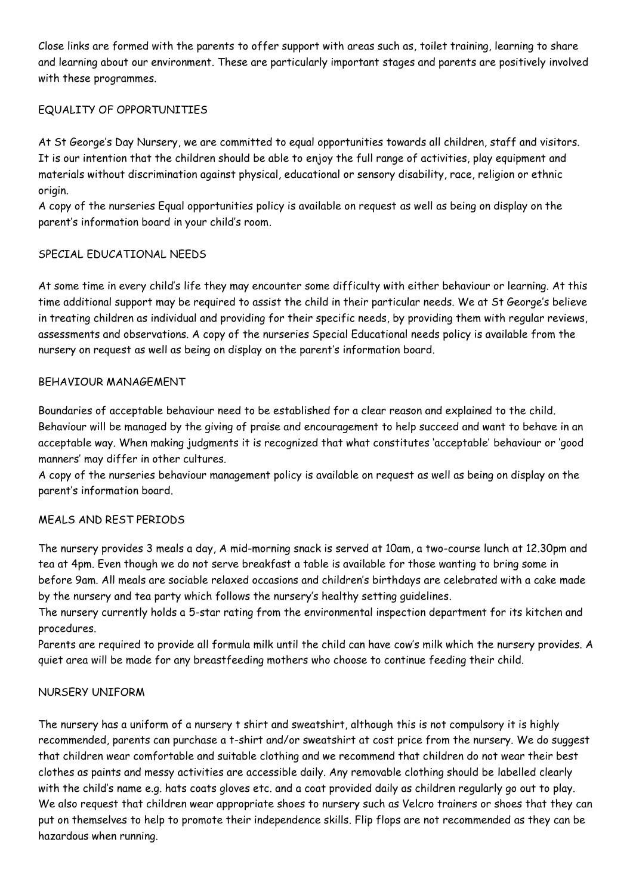Close links are formed with the parents to offer support with areas such as, toilet training, learning to share and learning about our environment. These are particularly important stages and parents are positively involved with these programmes.

## EQUALITY OF OPPORTUNITIES

At St George's Day Nursery, we are committed to equal opportunities towards all children, staff and visitors. It is our intention that the children should be able to enjoy the full range of activities, play equipment and materials without discrimination against physical, educational or sensory disability, race, religion or ethnic origin.
A copy of the nurseries Equal opportunities policy is available on request as well as being on display on the parent's information board in your child's room.

## SPECIAL EDUCATIONAL NEEDS

At some time in every child's life they may encounter some difficulty with either behaviour or learning. At this time additional support may be required to assist the child in their particular needs. We at St George's believe in treating children as individual and providing for their specific needs, by providing them with regular reviews, assessments and observations. A copy of the nurseries Special Educational needs policy is available from the nursery on request as well as being on display on the parent's information board.

## BEHAVIOUR MANAGEMENT

Boundaries of acceptable behaviour need to be established for a clear reason and explained to the child. Behaviour will be managed by the giving of praise and encouragement to help succeed and want to behave in an acceptable way. When making judgments it is recognized that what constitutes 'acceptable' behaviour or 'good manners' may differ in other cultures.
A copy of the nurseries behaviour management policy is available on request as well as being on display on the parent's information board.

## MEALS AND REST PERIODS

The nursery provides 3 meals a day, A mid-morning snack is served at 10am, a two-course lunch at 12.30pm and tea at 4pm. Even though we do not serve breakfast a table is available for those wanting to bring some in before 9am. All meals are sociable relaxed occasions and children's birthdays are celebrated with a cake made by the nursery and tea party which follows the nursery's healthy setting guidelines.
The nursery currently holds a 5-star rating from the environmental inspection department for its kitchen and procedures.
Parents are required to provide all formula milk until the child can have cow's milk which the nursery provides. A quiet area will be made for any breastfeeding mothers who choose to continue feeding their child.

## NURSERY UNIFORM

The nursery has a uniform of a nursery t shirt and sweatshirt, although this is not compulsory it is highly recommended, parents can purchase a t-shirt and/or sweatshirt at cost price from the nursery. We do suggest that children wear comfortable and suitable clothing and we recommend that children do not wear their best clothes as paints and messy activities are accessible daily. Any removable clothing should be labelled clearly with the child's name e.g. hats coats gloves etc. and a coat provided daily as children regularly go out to play. We also request that children wear appropriate shoes to nursery such as Velcro trainers or shoes that they can put on themselves to help to promote their independence skills. Flip flops are not recommended as they can be hazardous when running.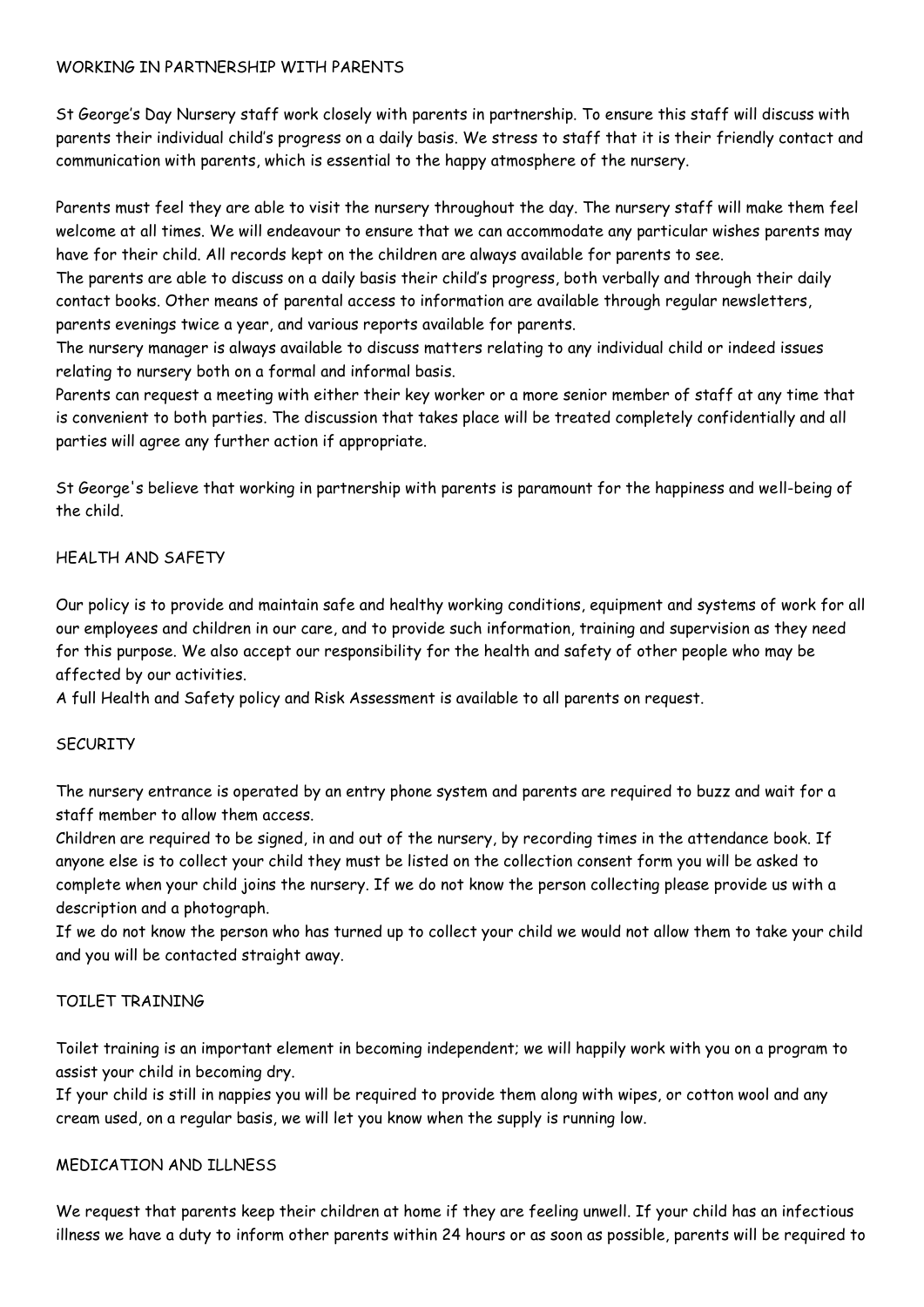## WORKING IN PARTNERSHIP WITH PARENTS

St George's Day Nursery staff work closely with parents in partnership. To ensure this staff will discuss with parents their individual child's progress on a daily basis. We stress to staff that it is their friendly contact and communication with parents, which is essential to the happy atmosphere of the nursery.

Parents must feel they are able to visit the nursery throughout the day. The nursery staff will make them feel welcome at all times. We will endeavour to ensure that we can accommodate any particular wishes parents may have for their child. All records kept on the children are always available for parents to see.

The parents are able to discuss on a daily basis their child's progress, both verbally and through their daily contact books. Other means of parental access to information are available through regular newsletters, parents evenings twice a year, and various reports available for parents.

The nursery manager is always available to discuss matters relating to any individual child or indeed issues relating to nursery both on a formal and informal basis.

Parents can request a meeting with either their key worker or a more senior member of staff at any time that is convenient to both parties. The discussion that takes place will be treated completely confidentially and all parties will agree any further action if appropriate.

St George's believe that working in partnership with parents is paramount for the happiness and well-being of the child.

## HEALTH AND SAFETY

Our policy is to provide and maintain safe and healthy working conditions, equipment and systems of work for all our employees and children in our care, and to provide such information, training and supervision as they need for this purpose. We also accept our responsibility for the health and safety of other people who may be affected by our activities.

A full Health and Safety policy and Risk Assessment is available to all parents on request.

## SECURITY

The nursery entrance is operated by an entry phone system and parents are required to buzz and wait for a staff member to allow them access.

Children are required to be signed, in and out of the nursery, by recording times in the attendance book. If anyone else is to collect your child they must be listed on the collection consent form you will be asked to complete when your child joins the nursery. If we do not know the person collecting please provide us with a description and a photograph.

If we do not know the person who has turned up to collect your child we would not allow them to take your child and you will be contacted straight away.

## TOILET TRAINING

Toilet training is an important element in becoming independent; we will happily work with you on a program to assist your child in becoming dry.

If your child is still in nappies you will be required to provide them along with wipes, or cotton wool and any cream used, on a regular basis, we will let you know when the supply is running low.

## MEDICATION AND ILLNESS

We request that parents keep their children at home if they are feeling unwell. If your child has an infectious illness we have a duty to inform other parents within 24 hours or as soon as possible, parents will be required to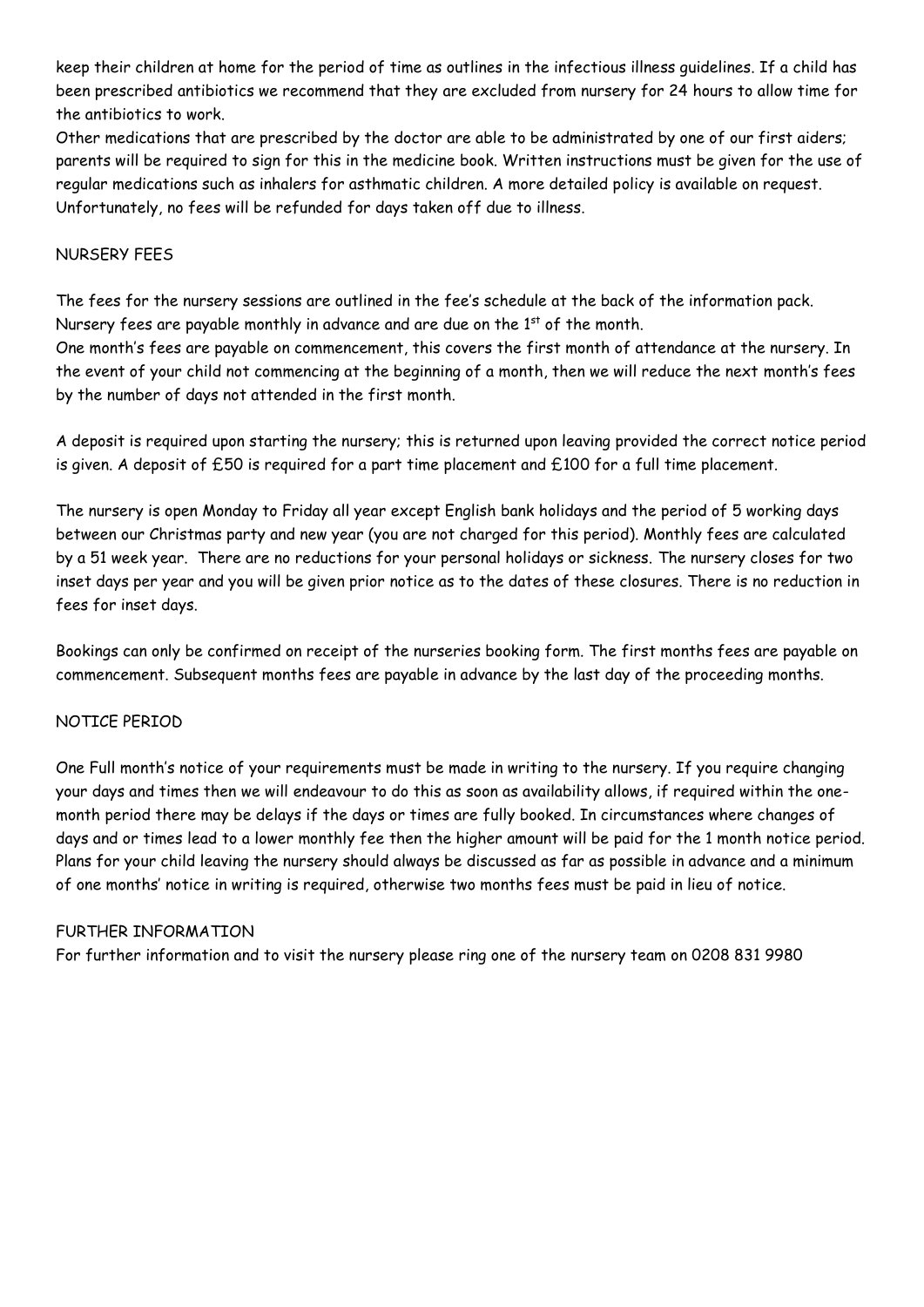keep their children at home for the period of time as outlines in the infectious illness guidelines. If a child has been prescribed antibiotics we recommend that they are excluded from nursery for 24 hours to allow time for the antibiotics to work.

Other medications that are prescribed by the doctor are able to be administrated by one of our first aiders; parents will be required to sign for this in the medicine book. Written instructions must be given for the use of regular medications such as inhalers for asthmatic children. A more detailed policy is available on request. Unfortunately, no fees will be refunded for days taken off due to illness.

## NURSERY FEES

The fees for the nursery sessions are outlined in the fee's schedule at the back of the information pack. Nursery fees are payable monthly in advance and are due on the 1st of the month.

One month's fees are payable on commencement, this covers the first month of attendance at the nursery. In the event of your child not commencing at the beginning of a month, then we will reduce the next month's fees by the number of days not attended in the first month.

A deposit is required upon starting the nursery; this is returned upon leaving provided the correct notice period is given. A deposit of £50 is required for a part time placement and £100 for a full time placement.

The nursery is open Monday to Friday all year except English bank holidays and the period of 5 working days between our Christmas party and new year (you are not charged for this period). Monthly fees are calculated by a 51 week year. There are no reductions for your personal holidays or sickness. The nursery closes for two inset days per year and you will be given prior notice as to the dates of these closures. There is no reduction in fees for inset days.

Bookings can only be confirmed on receipt of the nurseries booking form. The first months fees are payable on commencement. Subsequent months fees are payable in advance by the last day of the proceeding months.

## NOTICE PERIOD

One Full month's notice of your requirements must be made in writing to the nursery. If you require changing your days and times then we will endeavour to do this as soon as availability allows, if required within the one-month period there may be delays if the days or times are fully booked. In circumstances where changes of days and or times lead to a lower monthly fee then the higher amount will be paid for the 1 month notice period. Plans for your child leaving the nursery should always be discussed as far as possible in advance and a minimum of one months' notice in writing is required, otherwise two months fees must be paid in lieu of notice.

## FURTHER INFORMATION

For further information and to visit the nursery please ring one of the nursery team on 0208 831 9980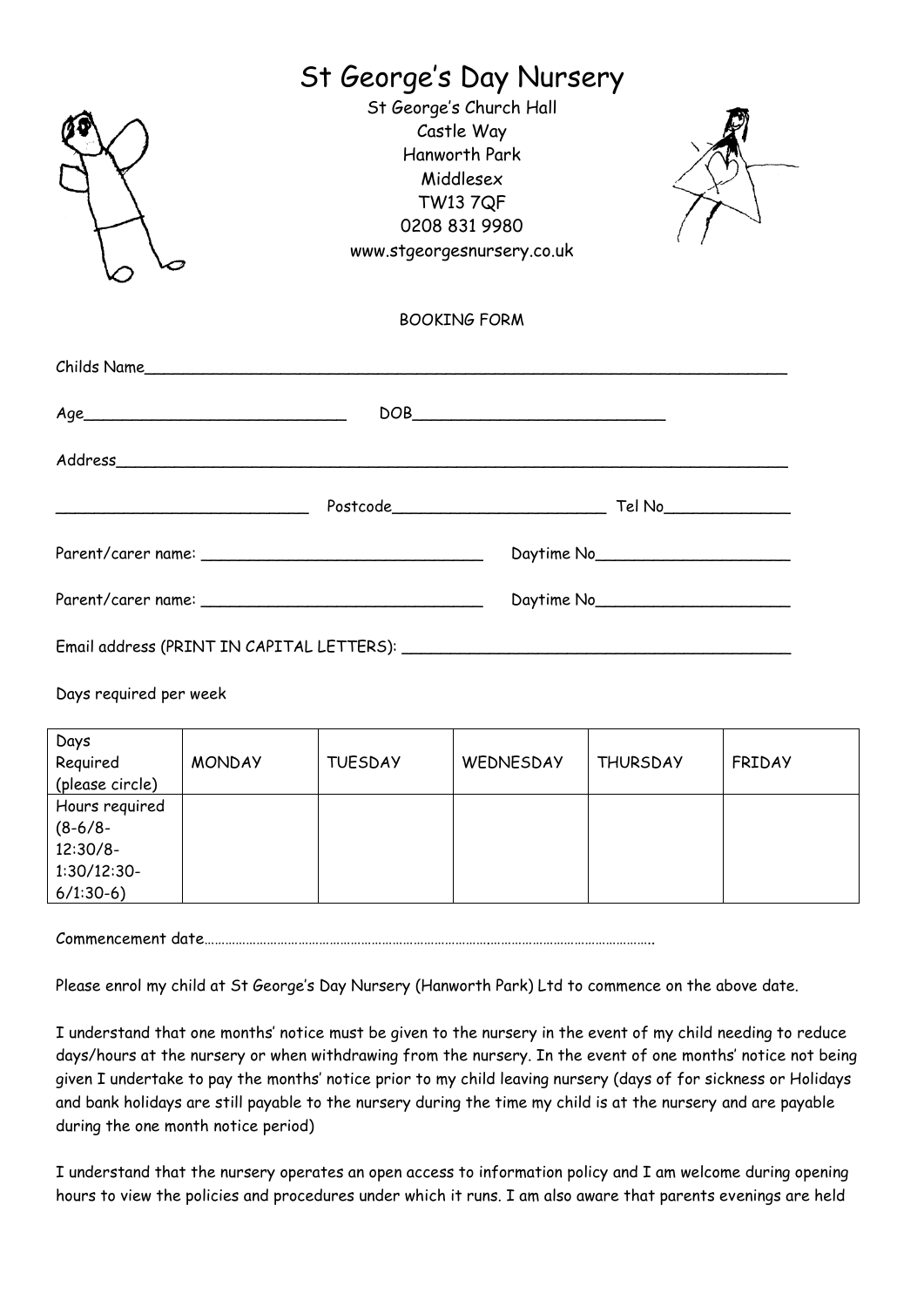# St George's Day Nursery

St George's Church Hall
Castle Way
Hanworth Park
Middlesex
TW13 7QF
0208 831 9980
www.stgeorgesnursery.co.uk

BOOKING FORM

Childs Name_______________________________________________________________________

Age____________________________ DOB__________________________

Address___________________________________________________________________________

___________________________ Postcode_______________________ Tel No_____________

Parent/carer name: ______________________________ Daytime No____________________

Parent/carer name: ______________________________ Daytime No____________________

Email address (PRINT IN CAPITAL LETTERS): ________________________________________

Days required per week

| Days Required (please circle) | MONDAY | TUESDAY | WEDNESDAY | THURSDAY | FRIDAY |
|---|---|---|---|---|---|
| Hours required (8-6/8-12:30/8-1:30/12:30-6/1:30-6) | | | | | |

Commencement date……………………………………………………………………………………………………………

Please enrol my child at St George's Day Nursery (Hanworth Park) Ltd to commence on the above date.

I understand that one months' notice must be given to the nursery in the event of my child needing to reduce days/hours at the nursery or when withdrawing from the nursery. In the event of one months' notice not being given I undertake to pay the months' notice prior to my child leaving nursery (days of for sickness or Holidays and bank holidays are still payable to the nursery during the time my child is at the nursery and are payable during the one month notice period)

I understand that the nursery operates an open access to information policy and I am welcome during opening hours to view the policies and procedures under which it runs. I am also aware that parents evenings are held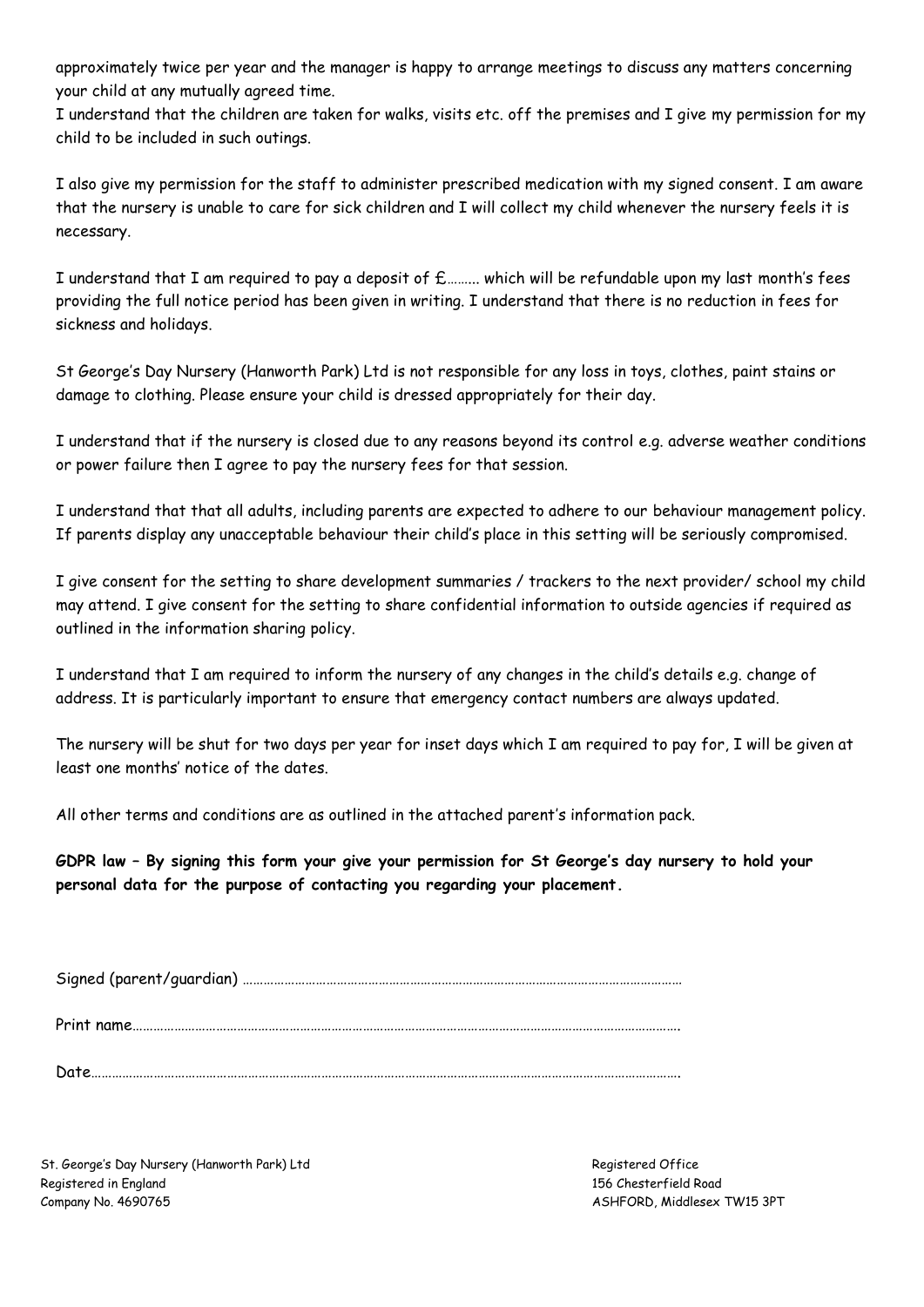approximately twice per year and the manager is happy to arrange meetings to discuss any matters concerning your child at any mutually agreed time.
I understand that the children are taken for walks, visits etc. off the premises and I give my permission for my child to be included in such outings.

I also give my permission for the staff to administer prescribed medication with my signed consent. I am aware that the nursery is unable to care for sick children and I will collect my child whenever the nursery feels it is necessary.

I understand that I am required to pay a deposit of £……… which will be refundable upon my last month's fees providing the full notice period has been given in writing. I understand that there is no reduction in fees for sickness and holidays.

St George's Day Nursery (Hanworth Park) Ltd is not responsible for any loss in toys, clothes, paint stains or damage to clothing. Please ensure your child is dressed appropriately for their day.

I understand that if the nursery is closed due to any reasons beyond its control e.g. adverse weather conditions or power failure then I agree to pay the nursery fees for that session.

I understand that that all adults, including parents are expected to adhere to our behaviour management policy. If parents display any unacceptable behaviour their child's place in this setting will be seriously compromised.

I give consent for the setting to share development summaries / trackers to the next provider/ school my child may attend. I give consent for the setting to share confidential information to outside agencies if required as outlined in the information sharing policy.

I understand that I am required to inform the nursery of any changes in the child's details e.g. change of address. It is particularly important to ensure that emergency contact numbers are always updated.

The nursery will be shut for two days per year for inset days which I am required to pay for, I will be given at least one months' notice of the dates.

All other terms and conditions are as outlined in the attached parent's information pack.

**GDPR law – By signing this form your give your permission for St George's day nursery to hold your personal data for the purpose of contacting you regarding your placement.**

Signed (parent/guardian) ……………………………………………………………………………………………………………

Print name…………………………………………………………………………………………………………………………….

Date…………………………………………………………………………………………………………………………………….

St. George's Day Nursery (Hanworth Park) Ltd
Registered in England
Company No. 4690765

Registered Office
156 Chesterfield Road
ASHFORD, Middlesex TW15 3PT